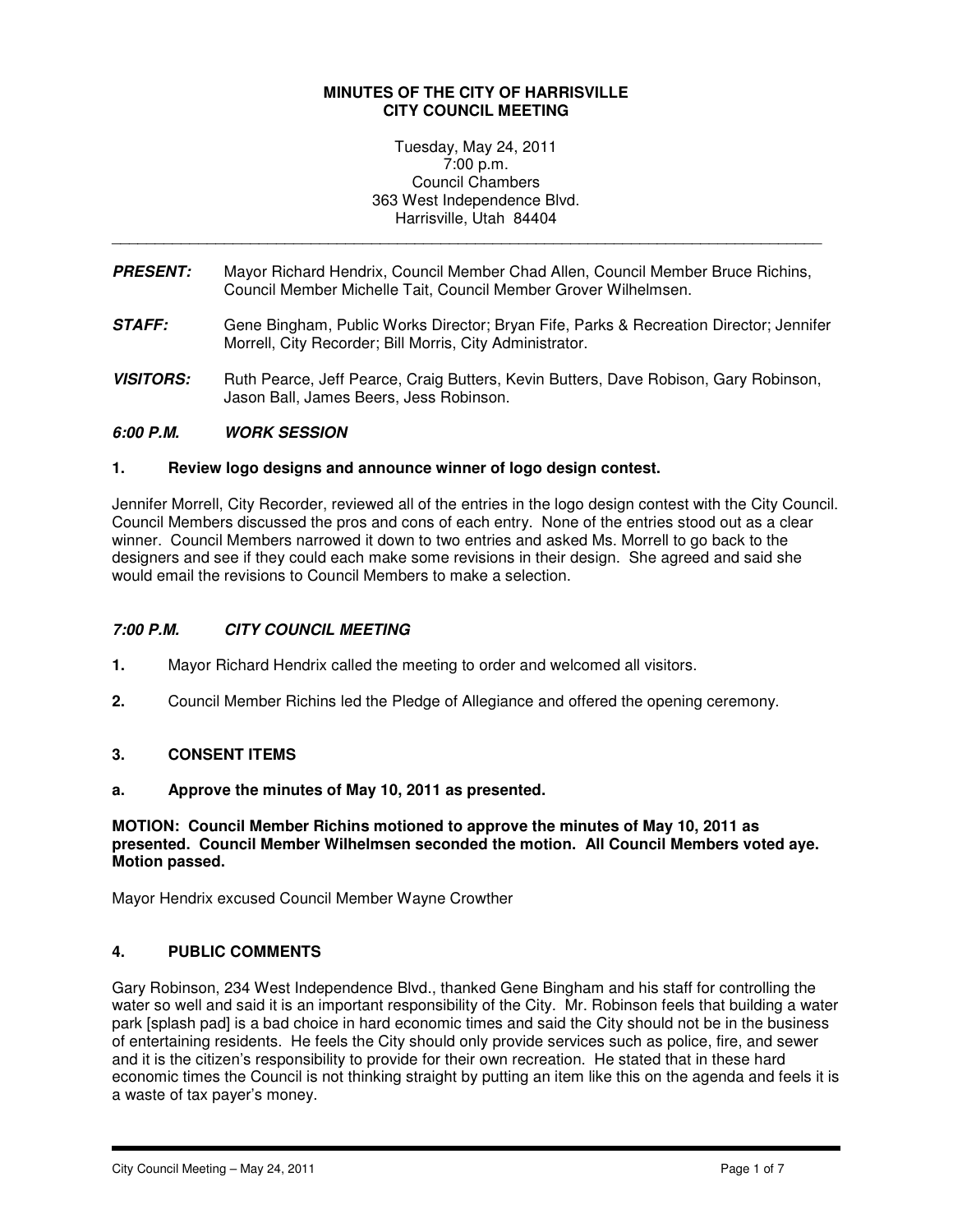# MINUTES OF THE CITY OF HARRISVILLE
# CITY COUNCIL MEETING

Tuesday, May 24, 2011
7:00 p.m.
Council Chambers
363 West Independence Blvd.
Harrisville, Utah 84404

---

***PRESENT:*** Mayor Richard Hendrix, Council Member Chad Allen, Council Member Bruce Richins, Council Member Michelle Tait, Council Member Grover Wilhelmsen.

***STAFF:*** Gene Bingham, Public Works Director; Bryan Fife, Parks & Recreation Director; Jennifer Morrell, City Recorder; Bill Morris, City Administrator.

***VISITORS:*** Ruth Pearce, Jeff Pearce, Craig Butters, Kevin Butters, Dave Robison, Gary Robinson, Jason Ball, James Beers, Jess Robinson.

## *6:00 P.M. WORK SESSION*

### 1. Review logo designs and announce winner of logo design contest.

Jennifer Morrell, City Recorder, reviewed all of the entries in the logo design contest with the City Council. Council Members discussed the pros and cons of each entry. None of the entries stood out as a clear winner. Council Members narrowed it down to two entries and asked Ms. Morrell to go back to the designers and see if they could each make some revisions in their design. She agreed and said she would email the revisions to Council Members to make a selection.

## *7:00 P.M. CITY COUNCIL MEETING*

**1.** Mayor Richard Hendrix called the meeting to order and welcomed all visitors.

**2.** Council Member Richins led the Pledge of Allegiance and offered the opening ceremony.

### 3. CONSENT ITEMS

### a. Approve the minutes of May 10, 2011 as presented.

**MOTION: Council Member Richins motioned to approve the minutes of May 10, 2011 as presented. Council Member Wilhelmsen seconded the motion. All Council Members voted aye. Motion passed.**

Mayor Hendrix excused Council Member Wayne Crowther

### 4. PUBLIC COMMENTS

Gary Robinson, 234 West Independence Blvd., thanked Gene Bingham and his staff for controlling the water so well and said it is an important responsibility of the City. Mr. Robinson feels that building a water park [splash pad] is a bad choice in hard economic times and said the City should not be in the business of entertaining residents. He feels the City should only provide services such as police, fire, and sewer and it is the citizen's responsibility to provide for their own recreation. He stated that in these hard economic times the Council is not thinking straight by putting an item like this on the agenda and feels it is a waste of tax payer's money.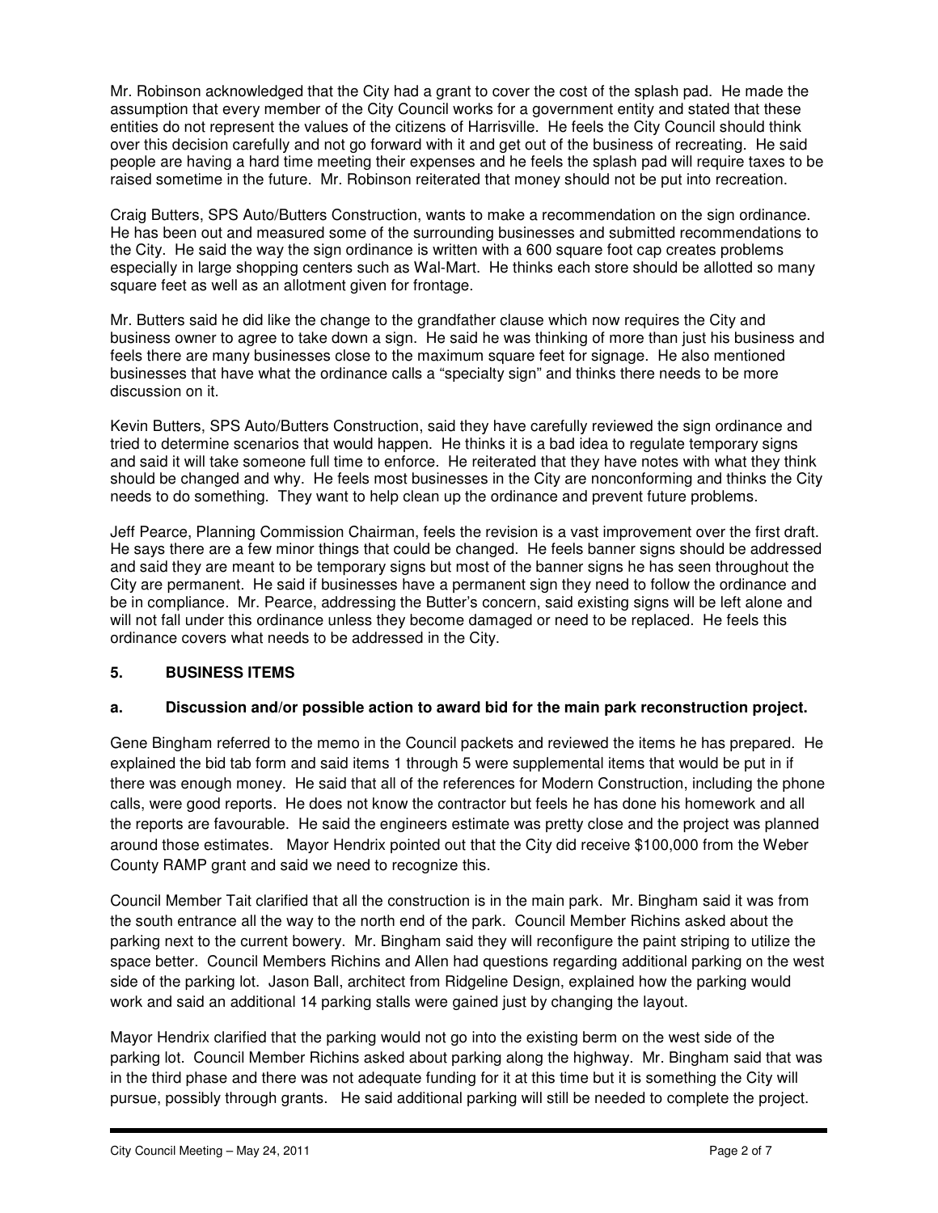Mr. Robinson acknowledged that the City had a grant to cover the cost of the splash pad. He made the assumption that every member of the City Council works for a government entity and stated that these entities do not represent the values of the citizens of Harrisville. He feels the City Council should think over this decision carefully and not go forward with it and get out of the business of recreating. He said people are having a hard time meeting their expenses and he feels the splash pad will require taxes to be raised sometime in the future. Mr. Robinson reiterated that money should not be put into recreation.

Craig Butters, SPS Auto/Butters Construction, wants to make a recommendation on the sign ordinance. He has been out and measured some of the surrounding businesses and submitted recommendations to the City. He said the way the sign ordinance is written with a 600 square foot cap creates problems especially in large shopping centers such as Wal-Mart. He thinks each store should be allotted so many square feet as well as an allotment given for frontage.

Mr. Butters said he did like the change to the grandfather clause which now requires the City and business owner to agree to take down a sign. He said he was thinking of more than just his business and feels there are many businesses close to the maximum square feet for signage. He also mentioned businesses that have what the ordinance calls a "specialty sign" and thinks there needs to be more discussion on it.

Kevin Butters, SPS Auto/Butters Construction, said they have carefully reviewed the sign ordinance and tried to determine scenarios that would happen. He thinks it is a bad idea to regulate temporary signs and said it will take someone full time to enforce. He reiterated that they have notes with what they think should be changed and why. He feels most businesses in the City are nonconforming and thinks the City needs to do something. They want to help clean up the ordinance and prevent future problems.

Jeff Pearce, Planning Commission Chairman, feels the revision is a vast improvement over the first draft. He says there are a few minor things that could be changed. He feels banner signs should be addressed and said they are meant to be temporary signs but most of the banner signs he has seen throughout the City are permanent. He said if businesses have a permanent sign they need to follow the ordinance and be in compliance. Mr. Pearce, addressing the Butter's concern, said existing signs will be left alone and will not fall under this ordinance unless they become damaged or need to be replaced. He feels this ordinance covers what needs to be addressed in the City.

## 5. BUSINESS ITEMS

### a. Discussion and/or possible action to award bid for the main park reconstruction project.

Gene Bingham referred to the memo in the Council packets and reviewed the items he has prepared. He explained the bid tab form and said items 1 through 5 were supplemental items that would be put in if there was enough money. He said that all of the references for Modern Construction, including the phone calls, were good reports. He does not know the contractor but feels he has done his homework and all the reports are favourable. He said the engineers estimate was pretty close and the project was planned around those estimates. Mayor Hendrix pointed out that the City did receive $100,000 from the Weber County RAMP grant and said we need to recognize this.

Council Member Tait clarified that all the construction is in the main park. Mr. Bingham said it was from the south entrance all the way to the north end of the park. Council Member Richins asked about the parking next to the current bowery. Mr. Bingham said they will reconfigure the paint striping to utilize the space better. Council Members Richins and Allen had questions regarding additional parking on the west side of the parking lot. Jason Ball, architect from Ridgeline Design, explained how the parking would work and said an additional 14 parking stalls were gained just by changing the layout.

Mayor Hendrix clarified that the parking would not go into the existing berm on the west side of the parking lot. Council Member Richins asked about parking along the highway. Mr. Bingham said that was in the third phase and there was not adequate funding for it at this time but it is something the City will pursue, possibly through grants. He said additional parking will still be needed to complete the project.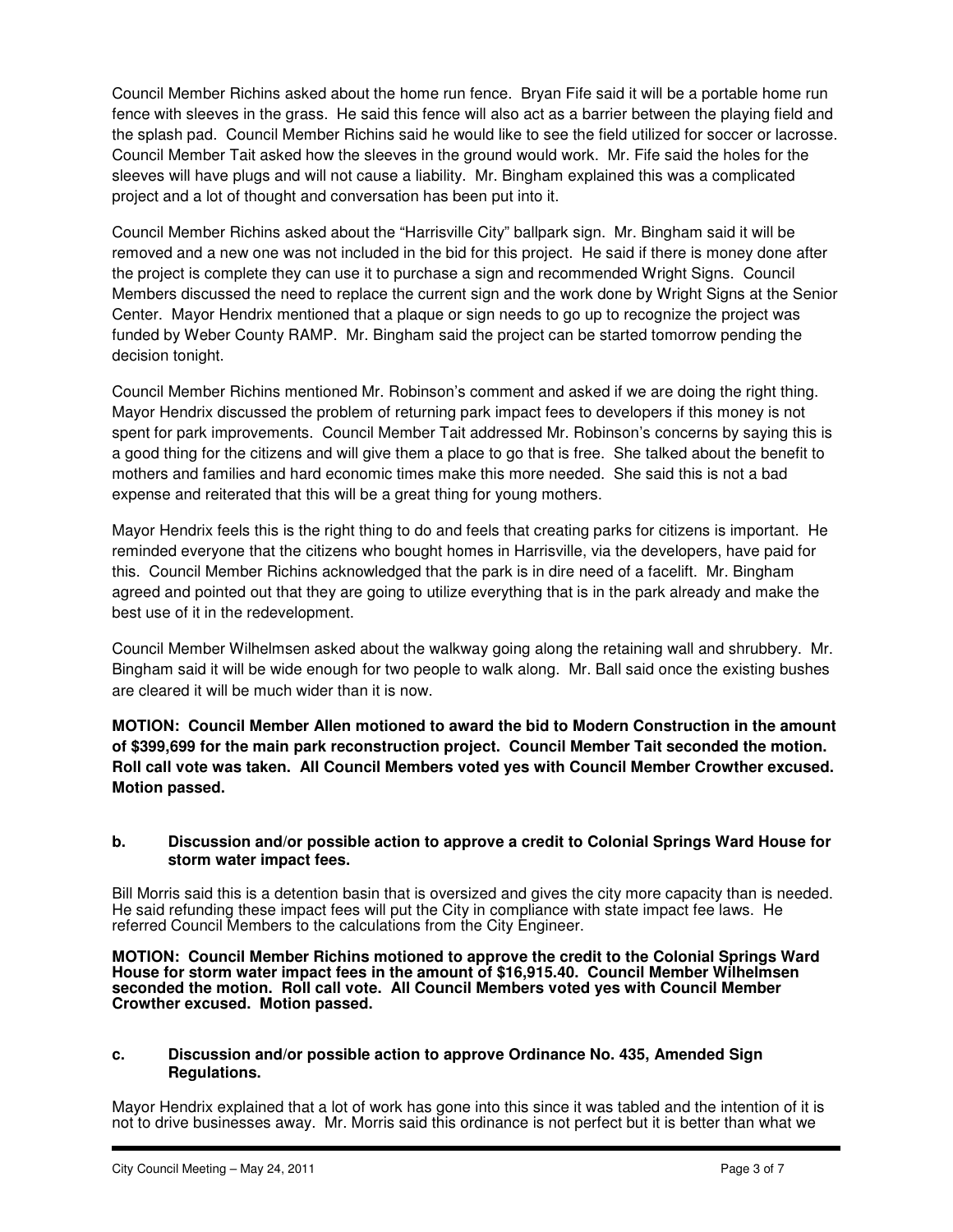Council Member Richins asked about the home run fence. Bryan Fife said it will be a portable home run fence with sleeves in the grass. He said this fence will also act as a barrier between the playing field and the splash pad. Council Member Richins said he would like to see the field utilized for soccer or lacrosse. Council Member Tait asked how the sleeves in the ground would work. Mr. Fife said the holes for the sleeves will have plugs and will not cause a liability. Mr. Bingham explained this was a complicated project and a lot of thought and conversation has been put into it.

Council Member Richins asked about the "Harrisville City" ballpark sign. Mr. Bingham said it will be removed and a new one was not included in the bid for this project. He said if there is money done after the project is complete they can use it to purchase a sign and recommended Wright Signs. Council Members discussed the need to replace the current sign and the work done by Wright Signs at the Senior Center. Mayor Hendrix mentioned that a plaque or sign needs to go up to recognize the project was funded by Weber County RAMP. Mr. Bingham said the project can be started tomorrow pending the decision tonight.

Council Member Richins mentioned Mr. Robinson's comment and asked if we are doing the right thing. Mayor Hendrix discussed the problem of returning park impact fees to developers if this money is not spent for park improvements. Council Member Tait addressed Mr. Robinson's concerns by saying this is a good thing for the citizens and will give them a place to go that is free. She talked about the benefit to mothers and families and hard economic times make this more needed. She said this is not a bad expense and reiterated that this will be a great thing for young mothers.

Mayor Hendrix feels this is the right thing to do and feels that creating parks for citizens is important. He reminded everyone that the citizens who bought homes in Harrisville, via the developers, have paid for this. Council Member Richins acknowledged that the park is in dire need of a facelift. Mr. Bingham agreed and pointed out that they are going to utilize everything that is in the park already and make the best use of it in the redevelopment.

Council Member Wilhelmsen asked about the walkway going along the retaining wall and shrubbery. Mr. Bingham said it will be wide enough for two people to walk along. Mr. Ball said once the existing bushes are cleared it will be much wider than it is now.

**MOTION: Council Member Allen motioned to award the bid to Modern Construction in the amount of $399,699 for the main park reconstruction project. Council Member Tait seconded the motion. Roll call vote was taken. All Council Members voted yes with Council Member Crowther excused. Motion passed.**

**b. Discussion and/or possible action to approve a credit to Colonial Springs Ward House for storm water impact fees.**

Bill Morris said this is a detention basin that is oversized and gives the city more capacity than is needed. He said refunding these impact fees will put the City in compliance with state impact fee laws. He referred Council Members to the calculations from the City Engineer.

**MOTION: Council Member Richins motioned to approve the credit to the Colonial Springs Ward House for storm water impact fees in the amount of $16,915.40. Council Member Wilhelmsen seconded the motion. Roll call vote. All Council Members voted yes with Council Member Crowther excused. Motion passed.**

**c. Discussion and/or possible action to approve Ordinance No. 435, Amended Sign Regulations.**

Mayor Hendrix explained that a lot of work has gone into this since it was tabled and the intention of it is not to drive businesses away. Mr. Morris said this ordinance is not perfect but it is better than what we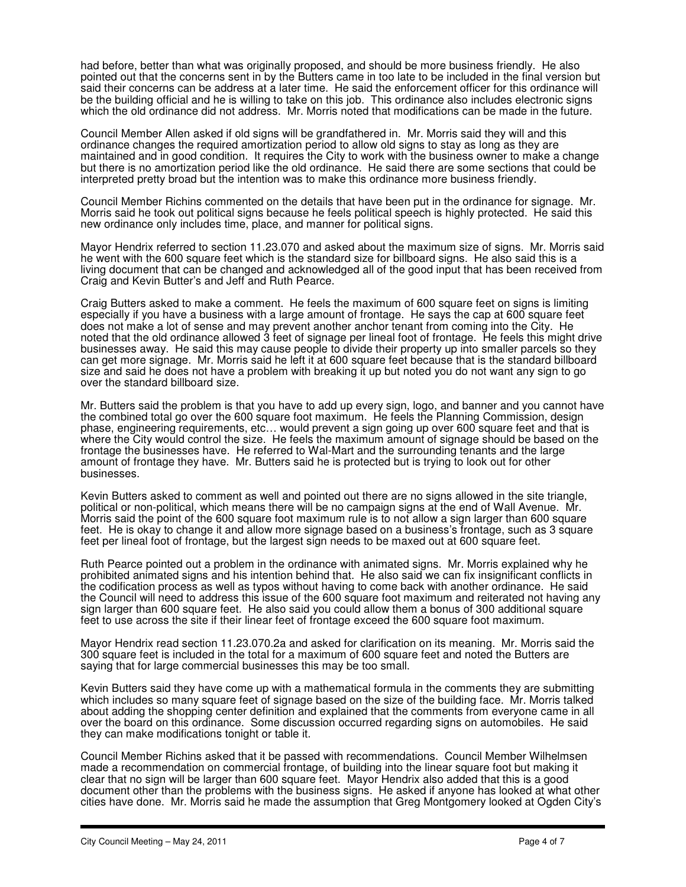had before, better than what was originally proposed, and should be more business friendly. He also pointed out that the concerns sent in by the Butters came in too late to be included in the final version but said their concerns can be address at a later time. He said the enforcement officer for this ordinance will be the building official and he is willing to take on this job. This ordinance also includes electronic signs which the old ordinance did not address. Mr. Morris noted that modifications can be made in the future.

Council Member Allen asked if old signs will be grandfathered in. Mr. Morris said they will and this ordinance changes the required amortization period to allow old signs to stay as long as they are maintained and in good condition. It requires the City to work with the business owner to make a change but there is no amortization period like the old ordinance. He said there are some sections that could be interpreted pretty broad but the intention was to make this ordinance more business friendly.

Council Member Richins commented on the details that have been put in the ordinance for signage. Mr. Morris said he took out political signs because he feels political speech is highly protected. He said this new ordinance only includes time, place, and manner for political signs.

Mayor Hendrix referred to section 11.23.070 and asked about the maximum size of signs. Mr. Morris said he went with the 600 square feet which is the standard size for billboard signs. He also said this is a living document that can be changed and acknowledged all of the good input that has been received from Craig and Kevin Butter's and Jeff and Ruth Pearce.

Craig Butters asked to make a comment. He feels the maximum of 600 square feet on signs is limiting especially if you have a business with a large amount of frontage. He says the cap at 600 square feet does not make a lot of sense and may prevent another anchor tenant from coming into the City. He noted that the old ordinance allowed 3 feet of signage per lineal foot of frontage. He feels this might drive businesses away. He said this may cause people to divide their property up into smaller parcels so they can get more signage. Mr. Morris said he left it at 600 square feet because that is the standard billboard size and said he does not have a problem with breaking it up but noted you do not want any sign to go over the standard billboard size.

Mr. Butters said the problem is that you have to add up every sign, logo, and banner and you cannot have the combined total go over the 600 square foot maximum. He feels the Planning Commission, design phase, engineering requirements, etc… would prevent a sign going up over 600 square feet and that is where the City would control the size. He feels the maximum amount of signage should be based on the frontage the businesses have. He referred to Wal-Mart and the surrounding tenants and the large amount of frontage they have. Mr. Butters said he is protected but is trying to look out for other businesses.

Kevin Butters asked to comment as well and pointed out there are no signs allowed in the site triangle, political or non-political, which means there will be no campaign signs at the end of Wall Avenue. Mr. Morris said the point of the 600 square foot maximum rule is to not allow a sign larger than 600 square feet. He is okay to change it and allow more signage based on a business's frontage, such as 3 square feet per lineal foot of frontage, but the largest sign needs to be maxed out at 600 square feet.

Ruth Pearce pointed out a problem in the ordinance with animated signs. Mr. Morris explained why he prohibited animated signs and his intention behind that. He also said we can fix insignificant conflicts in the codification process as well as typos without having to come back with another ordinance. He said the Council will need to address this issue of the 600 square foot maximum and reiterated not having any sign larger than 600 square feet. He also said you could allow them a bonus of 300 additional square feet to use across the site if their linear feet of frontage exceed the 600 square foot maximum.

Mayor Hendrix read section 11.23.070.2a and asked for clarification on its meaning. Mr. Morris said the 300 square feet is included in the total for a maximum of 600 square feet and noted the Butters are saying that for large commercial businesses this may be too small.

Kevin Butters said they have come up with a mathematical formula in the comments they are submitting which includes so many square feet of signage based on the size of the building face. Mr. Morris talked about adding the shopping center definition and explained that the comments from everyone came in all over the board on this ordinance. Some discussion occurred regarding signs on automobiles. He said they can make modifications tonight or table it.

Council Member Richins asked that it be passed with recommendations. Council Member Wilhelmsen made a recommendation on commercial frontage, of building into the linear square foot but making it clear that no sign will be larger than 600 square feet. Mayor Hendrix also added that this is a good document other than the problems with the business signs. He asked if anyone has looked at what other cities have done. Mr. Morris said he made the assumption that Greg Montgomery looked at Ogden City's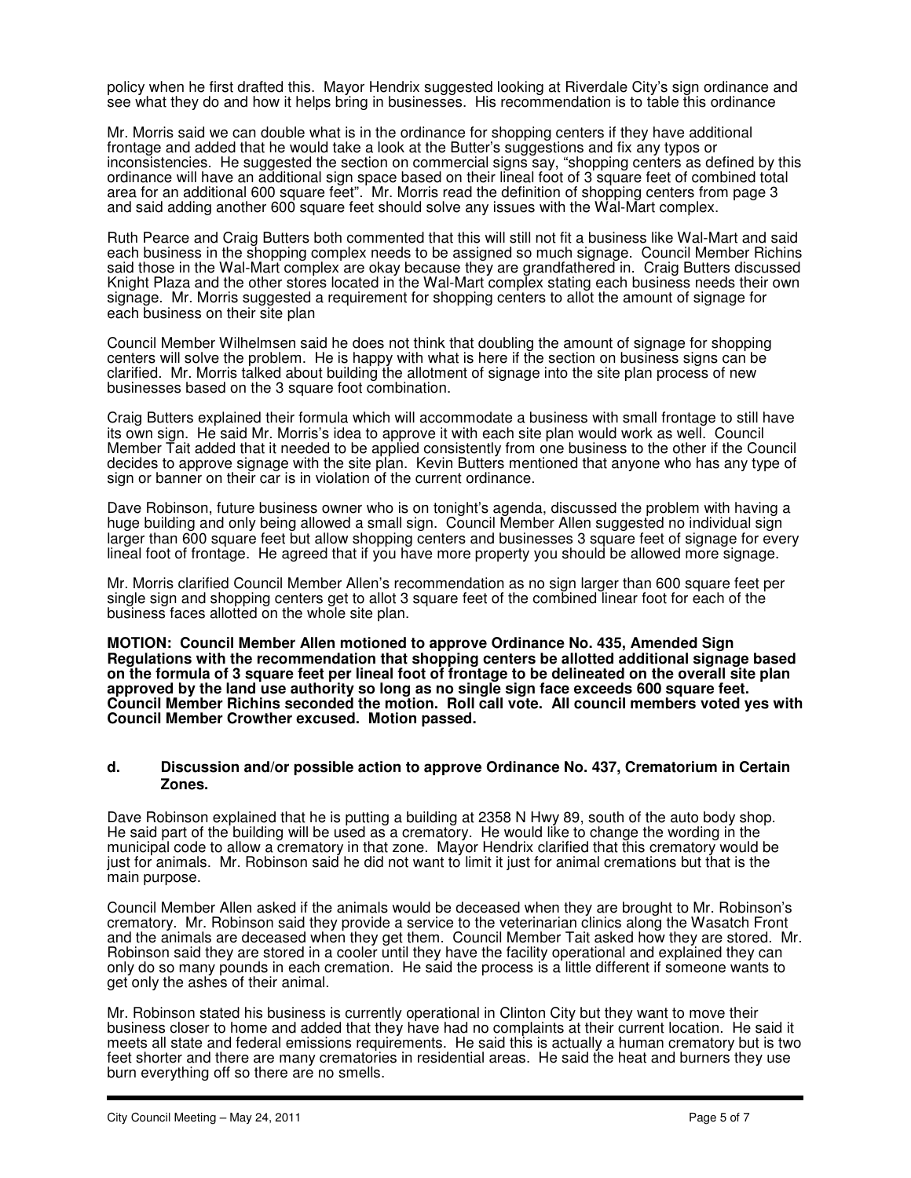policy when he first drafted this. Mayor Hendrix suggested looking at Riverdale City's sign ordinance and see what they do and how it helps bring in businesses. His recommendation is to table this ordinance

Mr. Morris said we can double what is in the ordinance for shopping centers if they have additional frontage and added that he would take a look at the Butter's suggestions and fix any typos or inconsistencies. He suggested the section on commercial signs say, "shopping centers as defined by this ordinance will have an additional sign space based on their lineal foot of 3 square feet of combined total area for an additional 600 square feet". Mr. Morris read the definition of shopping centers from page 3 and said adding another 600 square feet should solve any issues with the Wal-Mart complex.

Ruth Pearce and Craig Butters both commented that this will still not fit a business like Wal-Mart and said each business in the shopping complex needs to be assigned so much signage. Council Member Richins said those in the Wal-Mart complex are okay because they are grandfathered in. Craig Butters discussed Knight Plaza and the other stores located in the Wal-Mart complex stating each business needs their own signage. Mr. Morris suggested a requirement for shopping centers to allot the amount of signage for each business on their site plan

Council Member Wilhelmsen said he does not think that doubling the amount of signage for shopping centers will solve the problem. He is happy with what is here if the section on business signs can be clarified. Mr. Morris talked about building the allotment of signage into the site plan process of new businesses based on the 3 square foot combination.

Craig Butters explained their formula which will accommodate a business with small frontage to still have its own sign. He said Mr. Morris's idea to approve it with each site plan would work as well. Council Member Tait added that it needed to be applied consistently from one business to the other if the Council decides to approve signage with the site plan. Kevin Butters mentioned that anyone who has any type of sign or banner on their car is in violation of the current ordinance.

Dave Robinson, future business owner who is on tonight's agenda, discussed the problem with having a huge building and only being allowed a small sign. Council Member Allen suggested no individual sign larger than 600 square feet but allow shopping centers and businesses 3 square feet of signage for every lineal foot of frontage. He agreed that if you have more property you should be allowed more signage.

Mr. Morris clarified Council Member Allen's recommendation as no sign larger than 600 square feet per single sign and shopping centers get to allot 3 square feet of the combined linear foot for each of the business faces allotted on the whole site plan.

**MOTION: Council Member Allen motioned to approve Ordinance No. 435, Amended Sign Regulations with the recommendation that shopping centers be allotted additional signage based on the formula of 3 square feet per lineal foot of frontage to be delineated on the overall site plan approved by the land use authority so long as no single sign face exceeds 600 square feet. Council Member Richins seconded the motion. Roll call vote. All council members voted yes with Council Member Crowther excused. Motion passed.**

### d. Discussion and/or possible action to approve Ordinance No. 437, Crematorium in Certain Zones.

Dave Robinson explained that he is putting a building at 2358 N Hwy 89, south of the auto body shop. He said part of the building will be used as a crematory. He would like to change the wording in the municipal code to allow a crematory in that zone. Mayor Hendrix clarified that this crematory would be just for animals. Mr. Robinson said he did not want to limit it just for animal cremations but that is the main purpose.

Council Member Allen asked if the animals would be deceased when they are brought to Mr. Robinson's crematory. Mr. Robinson said they provide a service to the veterinarian clinics along the Wasatch Front and the animals are deceased when they get them. Council Member Tait asked how they are stored. Mr. Robinson said they are stored in a cooler until they have the facility operational and explained they can only do so many pounds in each cremation. He said the process is a little different if someone wants to get only the ashes of their animal.

Mr. Robinson stated his business is currently operational in Clinton City but they want to move their business closer to home and added that they have had no complaints at their current location. He said it meets all state and federal emissions requirements. He said this is actually a human crematory but is two feet shorter and there are many crematories in residential areas. He said the heat and burners they use burn everything off so there are no smells.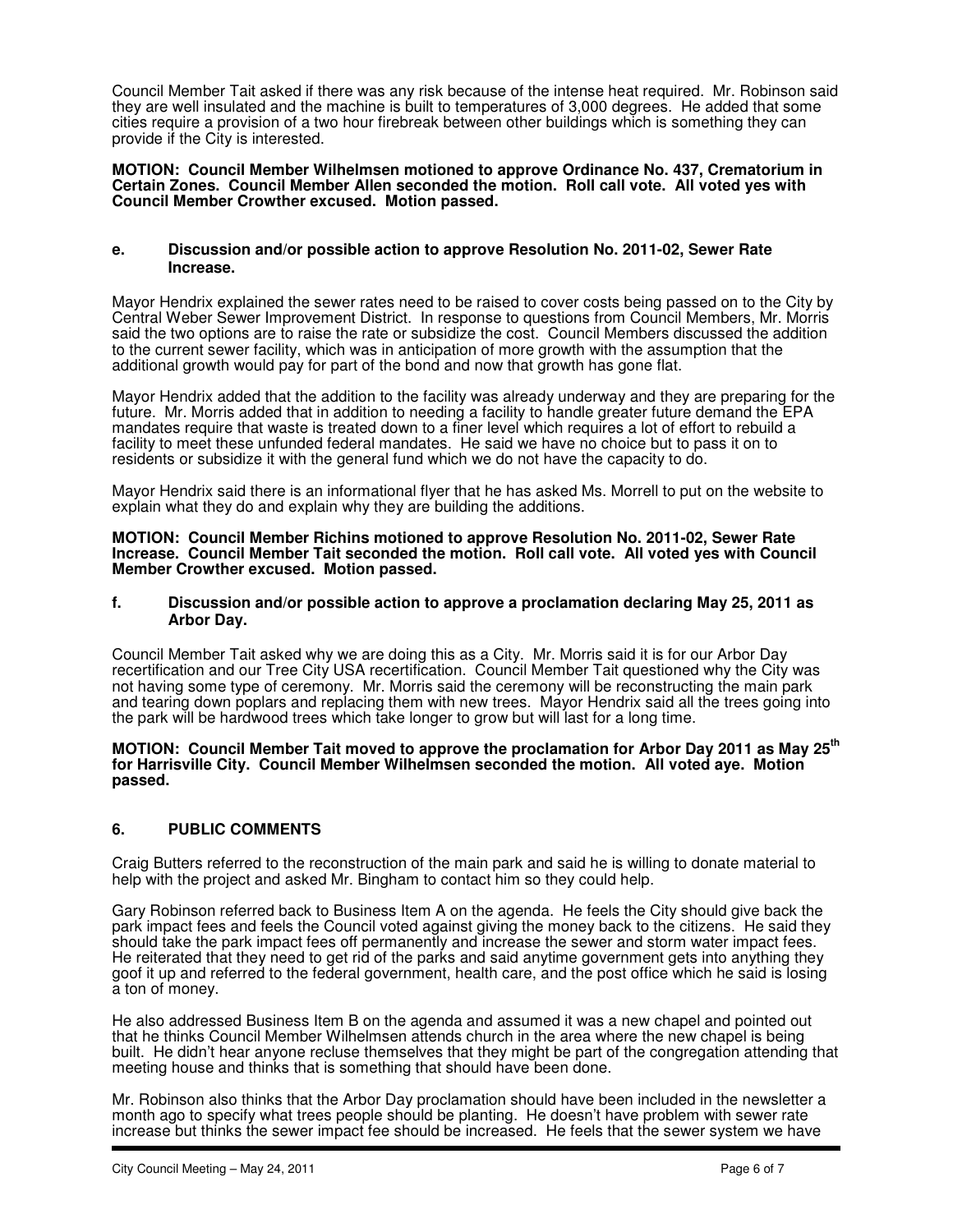Council Member Tait asked if there was any risk because of the intense heat required. Mr. Robinson said they are well insulated and the machine is built to temperatures of 3,000 degrees. He added that some cities require a provision of a two hour firebreak between other buildings which is something they can provide if the City is interested.

**MOTION: Council Member Wilhelmsen motioned to approve Ordinance No. 437, Crematorium in Certain Zones. Council Member Allen seconded the motion. Roll call vote. All voted yes with Council Member Crowther excused. Motion passed.**

**e. Discussion and/or possible action to approve Resolution No. 2011-02, Sewer Rate Increase.**

Mayor Hendrix explained the sewer rates need to be raised to cover costs being passed on to the City by Central Weber Sewer Improvement District. In response to questions from Council Members, Mr. Morris said the two options are to raise the rate or subsidize the cost. Council Members discussed the addition to the current sewer facility, which was in anticipation of more growth with the assumption that the additional growth would pay for part of the bond and now that growth has gone flat.

Mayor Hendrix added that the addition to the facility was already underway and they are preparing for the future. Mr. Morris added that in addition to needing a facility to handle greater future demand the EPA mandates require that waste is treated down to a finer level which requires a lot of effort to rebuild a facility to meet these unfunded federal mandates. He said we have no choice but to pass it on to residents or subsidize it with the general fund which we do not have the capacity to do.

Mayor Hendrix said there is an informational flyer that he has asked Ms. Morrell to put on the website to explain what they do and explain why they are building the additions.

**MOTION: Council Member Richins motioned to approve Resolution No. 2011-02, Sewer Rate Increase. Council Member Tait seconded the motion. Roll call vote. All voted yes with Council Member Crowther excused. Motion passed.**

**f. Discussion and/or possible action to approve a proclamation declaring May 25, 2011 as Arbor Day.**

Council Member Tait asked why we are doing this as a City. Mr. Morris said it is for our Arbor Day recertification and our Tree City USA recertification. Council Member Tait questioned why the City was not having some type of ceremony. Mr. Morris said the ceremony will be reconstructing the main park and tearing down poplars and replacing them with new trees. Mayor Hendrix said all the trees going into the park will be hardwood trees which take longer to grow but will last for a long time.

**MOTION: Council Member Tait moved to approve the proclamation for Arbor Day 2011 as May 25th for Harrisville City. Council Member Wilhelmsen seconded the motion. All voted aye. Motion passed.**

## 6. PUBLIC COMMENTS

Craig Butters referred to the reconstruction of the main park and said he is willing to donate material to help with the project and asked Mr. Bingham to contact him so they could help.

Gary Robinson referred back to Business Item A on the agenda. He feels the City should give back the park impact fees and feels the Council voted against giving the money back to the citizens. He said they should take the park impact fees off permanently and increase the sewer and storm water impact fees. He reiterated that they need to get rid of the parks and said anytime government gets into anything they goof it up and referred to the federal government, health care, and the post office which he said is losing a ton of money.

He also addressed Business Item B on the agenda and assumed it was a new chapel and pointed out that he thinks Council Member Wilhelmsen attends church in the area where the new chapel is being built. He didn't hear anyone recluse themselves that they might be part of the congregation attending that meeting house and thinks that is something that should have been done.

Mr. Robinson also thinks that the Arbor Day proclamation should have been included in the newsletter a month ago to specify what trees people should be planting. He doesn't have problem with sewer rate increase but thinks the sewer impact fee should be increased. He feels that the sewer system we have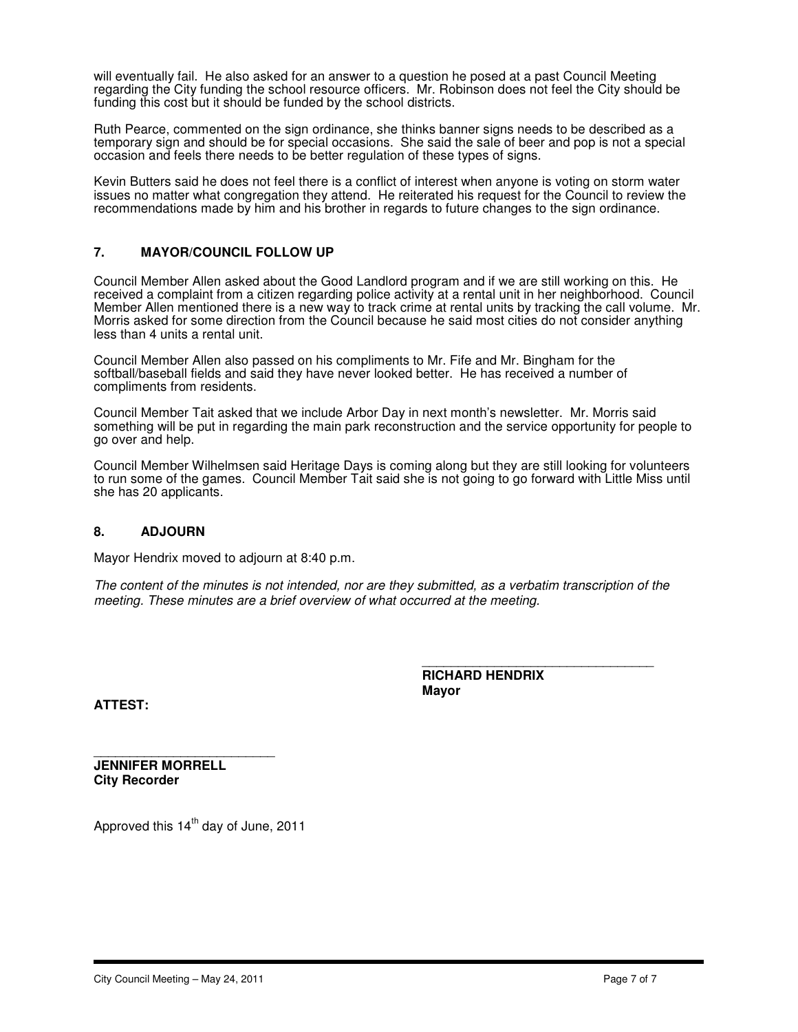will eventually fail. He also asked for an answer to a question he posed at a past Council Meeting regarding the City funding the school resource officers. Mr. Robinson does not feel the City should be funding this cost but it should be funded by the school districts.

Ruth Pearce, commented on the sign ordinance, she thinks banner signs needs to be described as a temporary sign and should be for special occasions. She said the sale of beer and pop is not a special occasion and feels there needs to be better regulation of these types of signs.

Kevin Butters said he does not feel there is a conflict of interest when anyone is voting on storm water issues no matter what congregation they attend. He reiterated his request for the Council to review the recommendations made by him and his brother in regards to future changes to the sign ordinance.

## 7. MAYOR/COUNCIL FOLLOW UP

Council Member Allen asked about the Good Landlord program and if we are still working on this. He received a complaint from a citizen regarding police activity at a rental unit in her neighborhood. Council Member Allen mentioned there is a new way to track crime at rental units by tracking the call volume. Mr. Morris asked for some direction from the Council because he said most cities do not consider anything less than 4 units a rental unit.

Council Member Allen also passed on his compliments to Mr. Fife and Mr. Bingham for the softball/baseball fields and said they have never looked better. He has received a number of compliments from residents.

Council Member Tait asked that we include Arbor Day in next month's newsletter. Mr. Morris said something will be put in regarding the main park reconstruction and the service opportunity for people to go over and help.

Council Member Wilhelmsen said Heritage Days is coming along but they are still looking for volunteers to run some of the games. Council Member Tait said she is not going to go forward with Little Miss until she has 20 applicants.

## 8. ADJOURN

Mayor Hendrix moved to adjourn at 8:40 p.m.

*The content of the minutes is not intended, nor are they submitted, as a verbatim transcription of the meeting. These minutes are a brief overview of what occurred at the meeting.*

_________________________________
**RICHARD HENDRIX**
**Mayor**

**ATTEST:**

_________________________
**JENNIFER MORRELL**
**City Recorder**

Approved this 14th day of June, 2011